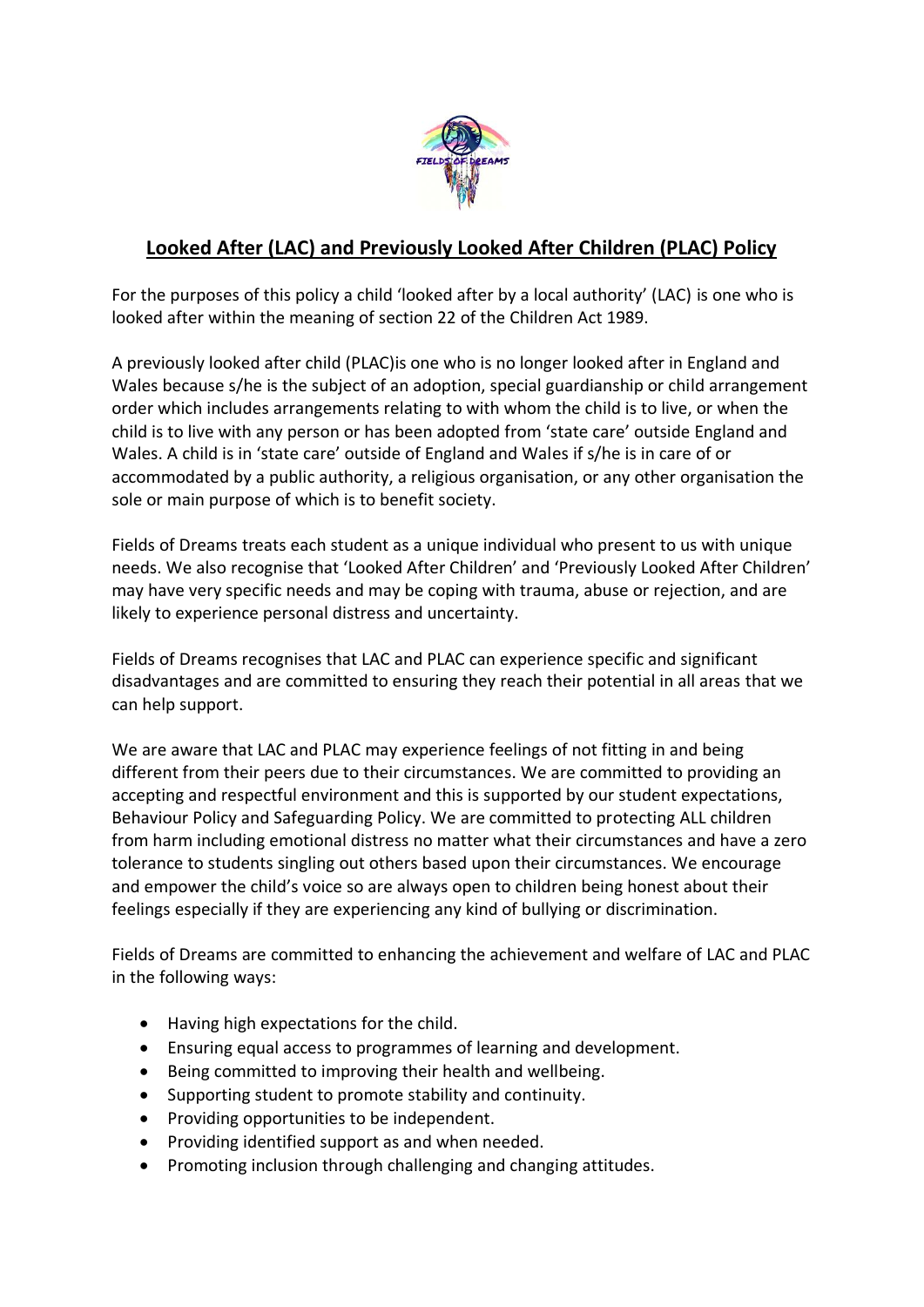# Looked After (LAC) and Previously Looked After Children (PLAC) Policy

For the purposes of this policy a child 'looked after by a local authority' (LAC) is one who is looked after within the meaning of section 22 of the Children Act 1989.

A previously looked after child (PLAC)is one who is no longer looked after in England and Wales because s/he is the subject of an adoption, special guardianship or child arrangement order which includes arrangements relating to with whom the child is to live, or when the child is to live with any person or has been adopted from 'state care' outside England and Wales. A child is in 'state care' outside of England and Wales if s/he is in care of or accommodated by a public authority, a religious organisation, or any other organisation the sole or main purpose of which is to benefit society.

Fields of Dreams treats each student as a unique individual who present to us with unique needs. We also recognise that 'Looked After Children' and 'Previously Looked After Children' may have very specific needs and may be coping with trauma, abuse or rejection, and are likely to experience personal distress and uncertainty.

Fields of Dreams recognises that LAC and PLAC can experience specific and significant disadvantages and are committed to ensuring they reach their potential in all areas that we can help support.

We are aware that LAC and PLAC may experience feelings of not fitting in and being different from their peers due to their circumstances. We are committed to providing an accepting and respectful environment and this is supported by our student expectations, Behaviour Policy and Safeguarding Policy. We are committed to protecting ALL children from harm including emotional distress no matter what their circumstances and have a zero tolerance to students singling out others based upon their circumstances. We encourage and empower the child's voice so are always open to children being honest about their feelings especially if they are experiencing any kind of bullying or discrimination.

Fields of Dreams are committed to enhancing the achievement and welfare of LAC and PLAC in the following ways:

- Having high expectations for the child.
- Ensuring equal access to programmes of learning and development.
- Being committed to improving their health and wellbeing.
- Supporting student to promote stability and continuity.
- Providing opportunities to be independent.
- Providing identified support as and when needed.
- Promoting inclusion through challenging and changing attitudes.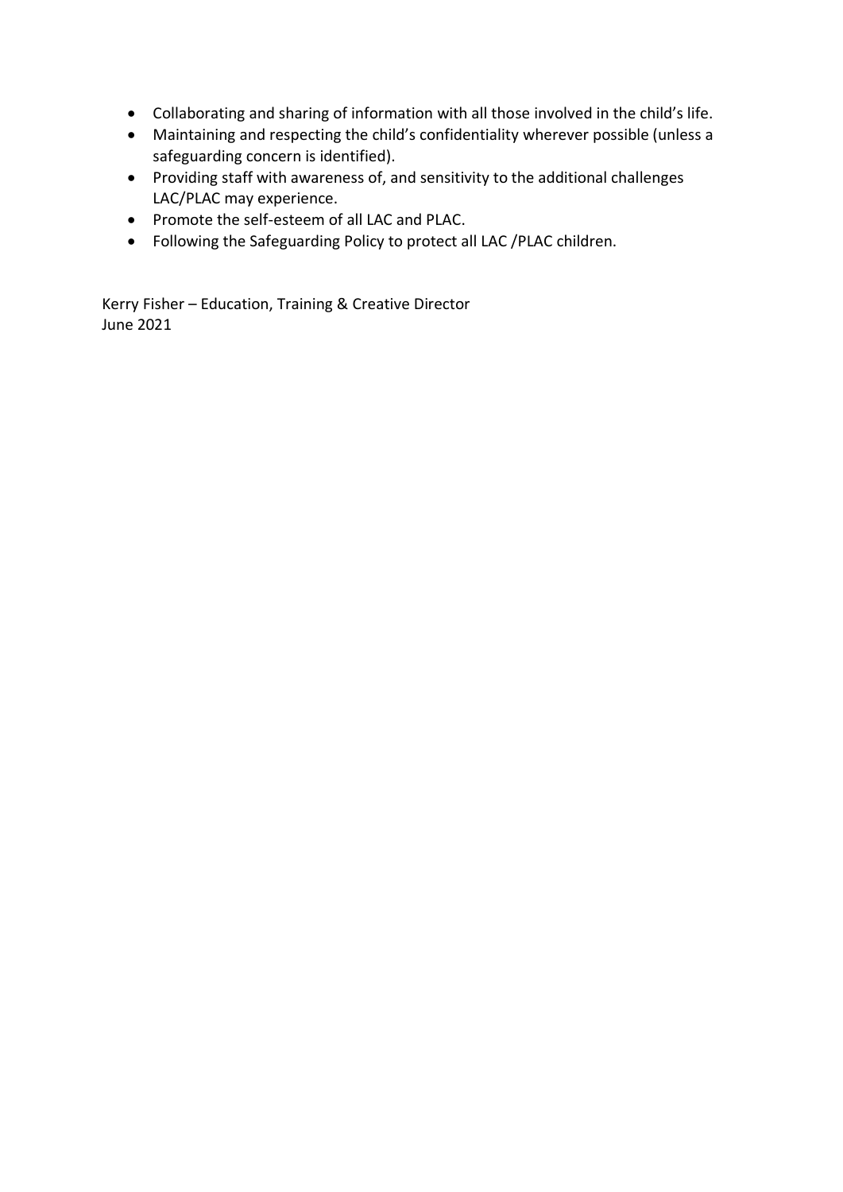- Collaborating and sharing of information with all those involved in the child's life.
- Maintaining and respecting the child's confidentiality wherever possible (unless a safeguarding concern is identified).
- Providing staff with awareness of, and sensitivity to the additional challenges LAC/PLAC may experience.
- Promote the self-esteem of all LAC and PLAC.
- Following the Safeguarding Policy to protect all LAC /PLAC children.

Kerry Fisher – Education, Training & Creative Director
June 2021